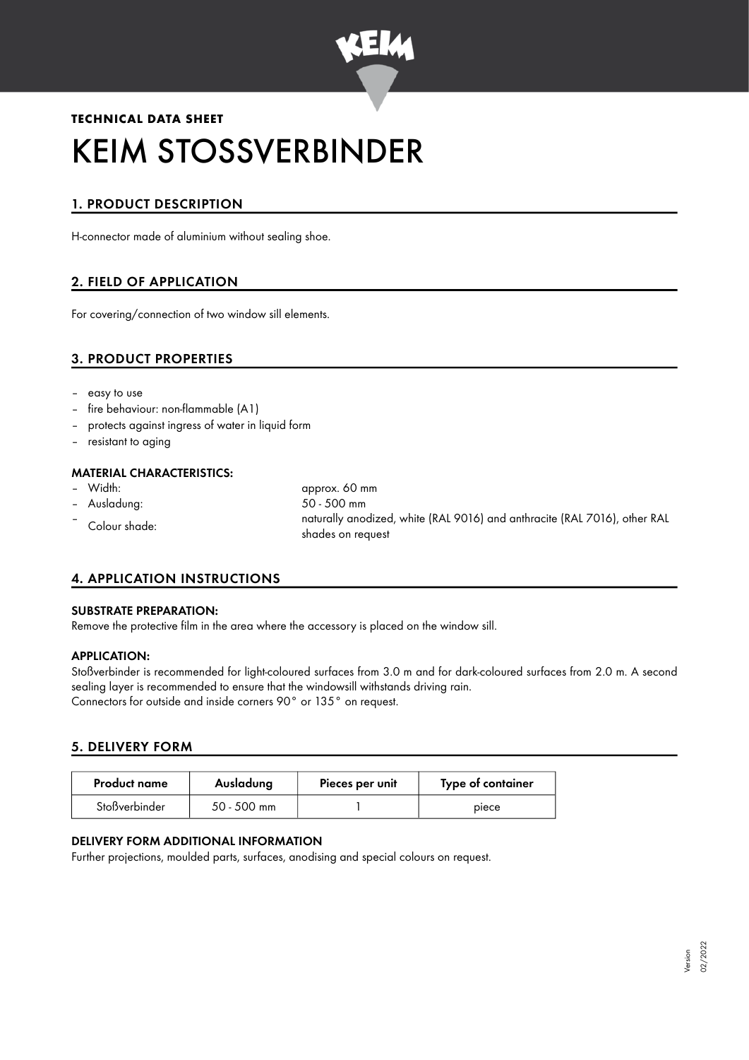**TECHNICAL DATA SHEET**

# KEIM STOSSVERBINDER

## 1. PRODUCT DESCRIPTION

H-connector made of aluminium without sealing shoe.

## 2. FIELD OF APPLICATION

For covering/connection of two window sill elements.

## 3. PRODUCT PROPERTIES

- easy to use
- fire behaviour: non-flammable (A1)
- protects against ingress of water in liquid form
- resistant to aging

### MATERIAL CHARACTERISTICS:

- Width: approx. 60 mm
- Ausladung: 50 - 500 mm
- Colour shade: naturally anodized, white (RAL 9016) and anthracite (RAL 7016), other RAL shades on request

## 4. APPLICATION INSTRUCTIONS

### SUBSTRATE PREPARATION:

Remove the protective film in the area where the accessory is placed on the window sill.

### APPLICATION:

Stoßverbinder is recommended for light-coloured surfaces from 3.0 m and for dark-coloured surfaces from 2.0 m. A second sealing layer is recommended to ensure that the windowsill withstands driving rain.
Connectors for outside and inside corners 90° or 135° on request.

## 5. DELIVERY FORM

| Product name | Ausladung | Pieces per unit | Type of container |
|---|---|---|---|
| Stoßverbinder | 50 - 500 mm | 1 | piece |

### DELIVERY FORM ADDITIONAL INFORMATION

Further projections, moulded parts, surfaces, anodising and special colours on request.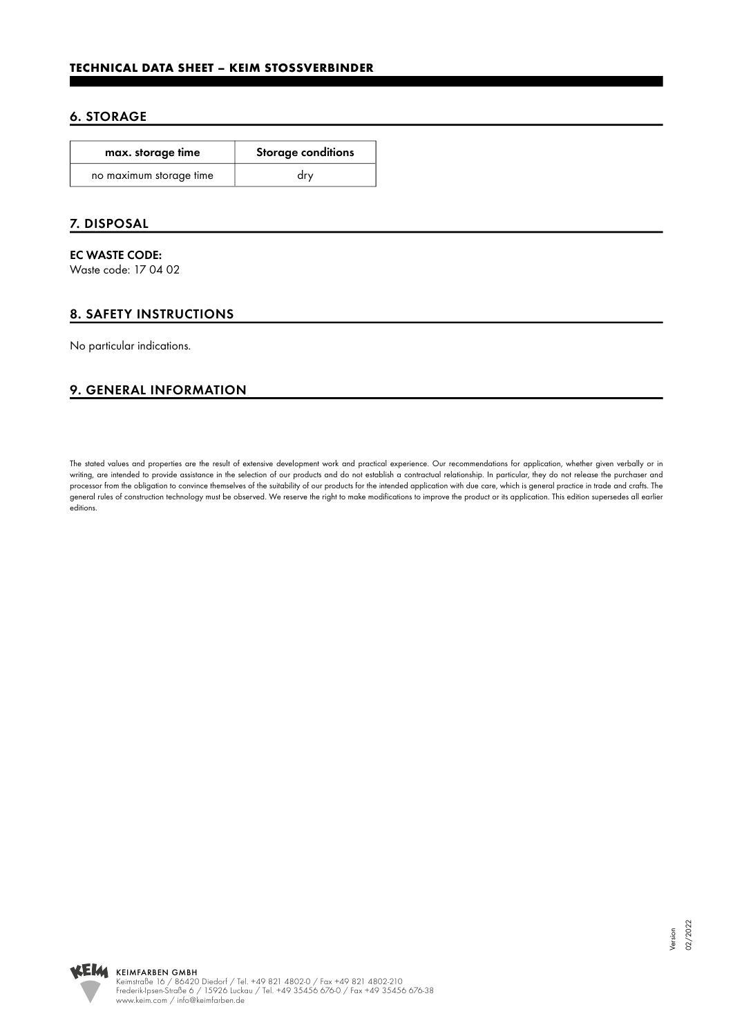## 6. STORAGE

| max. storage time | Storage conditions |
| --- | --- |
| no maximum storage time | dry |

## 7. DISPOSAL

**EC WASTE CODE:**
Waste code: 17 04 02

## 8. SAFETY INSTRUCTIONS

No particular indications.

## 9. GENERAL INFORMATION

The stated values and properties are the result of extensive development work and practical experience. Our recommendations for application, whether given verbally or in writing, are intended to provide assistance in the selection of our products and do not establish a contractual relationship. In particular, they do not release the purchaser and processor from the obligation to convince themselves of the suitability of our products for the intended application with due care, which is general practice in trade and crafts. The general rules of construction technology must be observed. We reserve the right to make modifications to improve the product or its application. This edition supersedes all earlier editions.

**KEIMFARBEN GMBH**
Keimstraße 16 / 86420 Diedorf / Tel. +49 821 4802-0 / Fax +49 821 4802-210
Frederik-Ipsen-Straße 6 / 15926 Luckau / Tel. +49 35456 676-0 / Fax +49 35456 676-38
www.keim.com / info@keimfarben.de

Version 02/2022